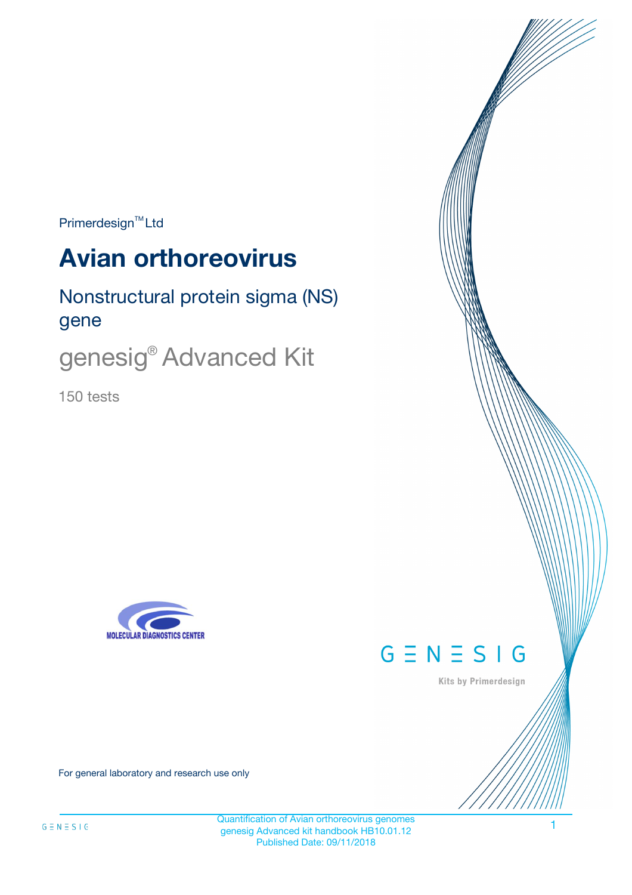Primerdesign™ Ltd

# Avian orthoreovirus

## Nonstructural protein sigma (NS) gene

## genesig® Advanced Kit

150 tests

MOLECULAR DIAGNOSTICS CENTER

GENESIG

Kits by Primerdesign

For general laboratory and research use only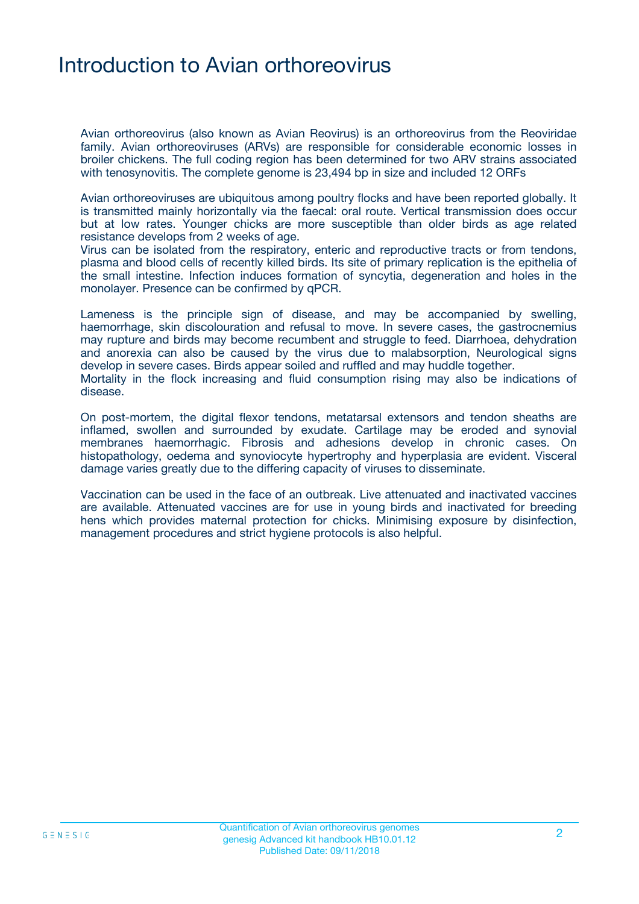# Introduction to Avian orthoreovirus

Avian orthoreovirus (also known as Avian Reovirus) is an orthoreovirus from the Reoviridae family. Avian orthoreoviruses (ARVs) are responsible for considerable economic losses in broiler chickens. The full coding region has been determined for two ARV strains associated with tenosynovitis. The complete genome is 23,494 bp in size and included 12 ORFs

Avian orthoreoviruses are ubiquitous among poultry flocks and have been reported globally. It is transmitted mainly horizontally via the faecal: oral route. Vertical transmission does occur but at low rates. Younger chicks are more susceptible than older birds as age related resistance develops from 2 weeks of age.
Virus can be isolated from the respiratory, enteric and reproductive tracts or from tendons, plasma and blood cells of recently killed birds. Its site of primary replication is the epithelia of the small intestine. Infection induces formation of syncytia, degeneration and holes in the monolayer. Presence can be confirmed by qPCR.

Lameness is the principle sign of disease, and may be accompanied by swelling, haemorrhage, skin discolouration and refusal to move. In severe cases, the gastrocnemius may rupture and birds may become recumbent and struggle to feed. Diarrhoea, dehydration and anorexia can also be caused by the virus due to malabsorption, Neurological signs develop in severe cases. Birds appear soiled and ruffled and may huddle together.
Mortality in the flock increasing and fluid consumption rising may also be indications of disease.

On post-mortem, the digital flexor tendons, metatarsal extensors and tendon sheaths are inflamed, swollen and surrounded by exudate. Cartilage may be eroded and synovial membranes haemorrhagic. Fibrosis and adhesions develop in chronic cases. On histopathology, oedema and synoviocyte hypertrophy and hyperplasia are evident. Visceral damage varies greatly due to the differing capacity of viruses to disseminate.

Vaccination can be used in the face of an outbreak. Live attenuated and inactivated vaccines are available. Attenuated vaccines are for use in young birds and inactivated for breeding hens which provides maternal protection for chicks. Minimising exposure by disinfection, management procedures and strict hygiene protocols is also helpful.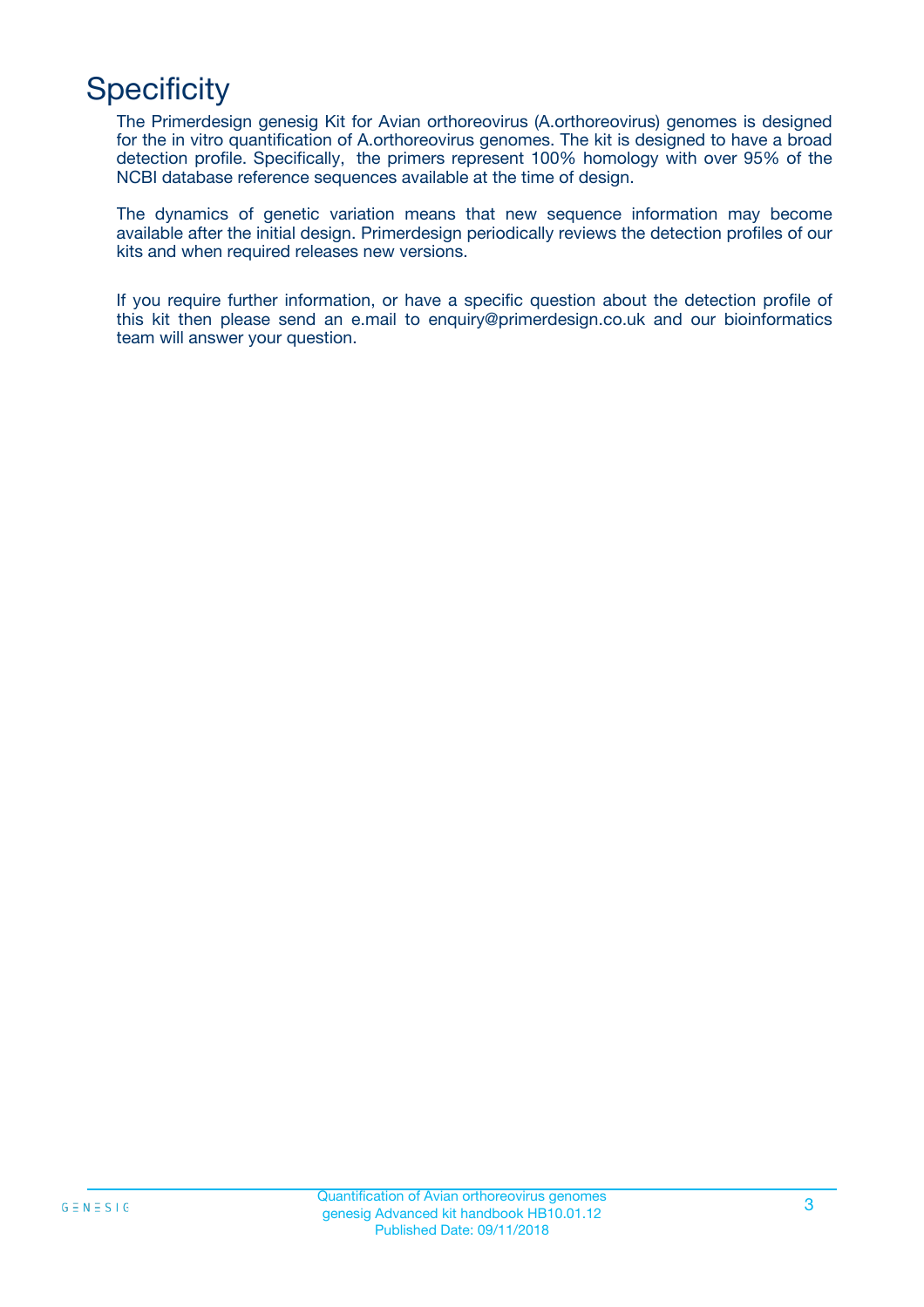# Specificity

The Primerdesign genesig Kit for Avian orthoreovirus (A.orthoreovirus) genomes is designed for the in vitro quantification of A.orthoreovirus genomes. The kit is designed to have a broad detection profile. Specifically, the primers represent 100% homology with over 95% of the NCBI database reference sequences available at the time of design.

The dynamics of genetic variation means that new sequence information may become available after the initial design. Primerdesign periodically reviews the detection profiles of our kits and when required releases new versions.

If you require further information, or have a specific question about the detection profile of this kit then please send an e.mail to enquiry@primerdesign.co.uk and our bioinformatics team will answer your question.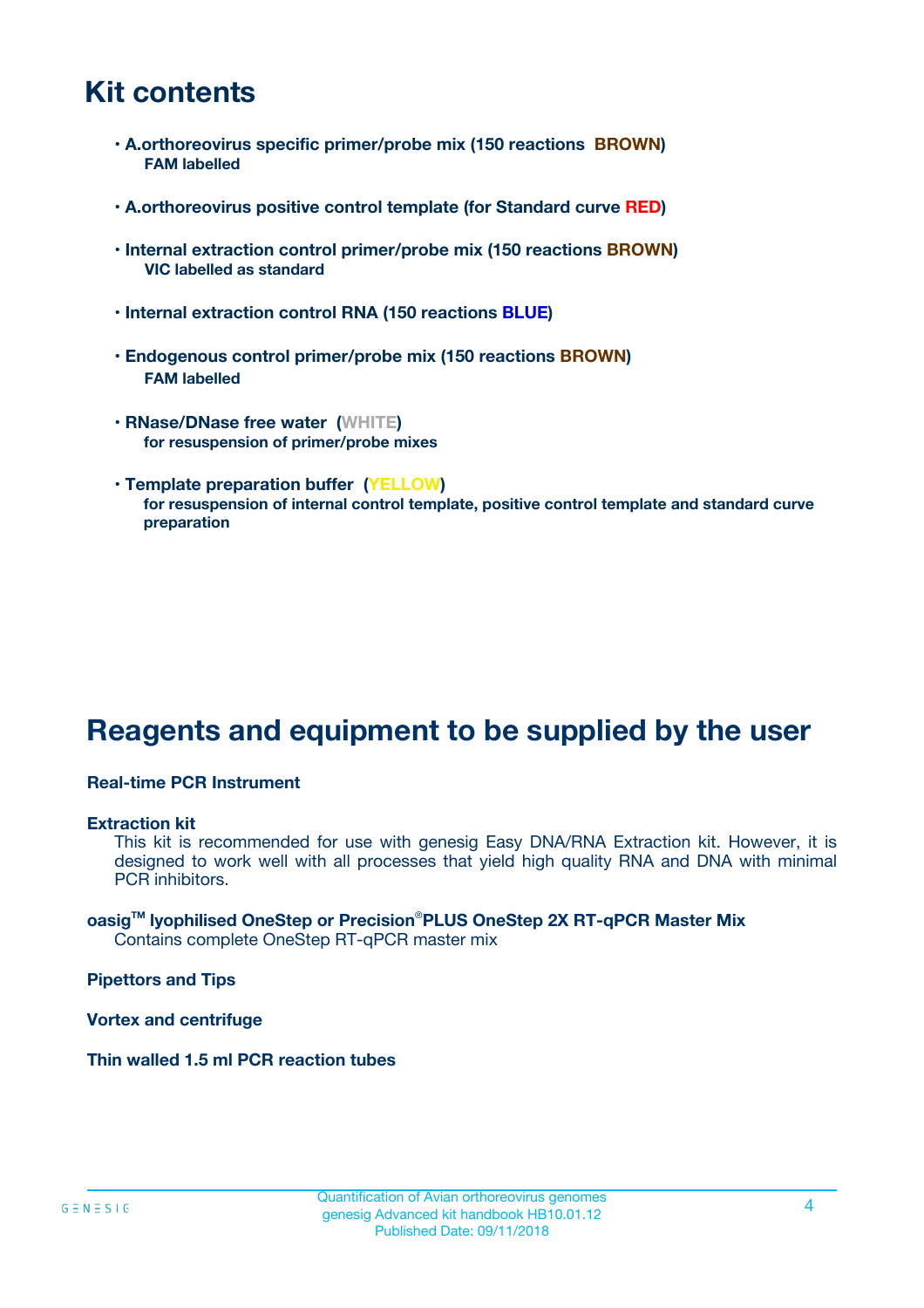# Kit contents

- **A.orthoreovirus specific primer/probe mix (150 reactions BROWN)**
  **FAM labelled**

- **A.orthoreovirus positive control template (for Standard curve RED)**

- **Internal extraction control primer/probe mix (150 reactions BROWN)**
  **VIC labelled as standard**

- **Internal extraction control RNA (150 reactions BLUE)**

- **Endogenous control primer/probe mix (150 reactions BROWN)**
  **FAM labelled**

- **RNase/DNase free water (WHITE)**
  **for resuspension of primer/probe mixes**

- **Template preparation buffer (YELLOW)**
  **for resuspension of internal control template, positive control template and standard curve preparation**

# Reagents and equipment to be supplied by the user

**Real-time PCR Instrument**

**Extraction kit**
This kit is recommended for use with genesig Easy DNA/RNA Extraction kit. However, it is designed to work well with all processes that yield high quality RNA and DNA with minimal PCR inhibitors.

**oasig™ lyophilised OneStep or Precision®PLUS OneStep 2X RT-qPCR Master Mix**
Contains complete OneStep RT-qPCR master mix

**Pipettors and Tips**

**Vortex and centrifuge**

**Thin walled 1.5 ml PCR reaction tubes**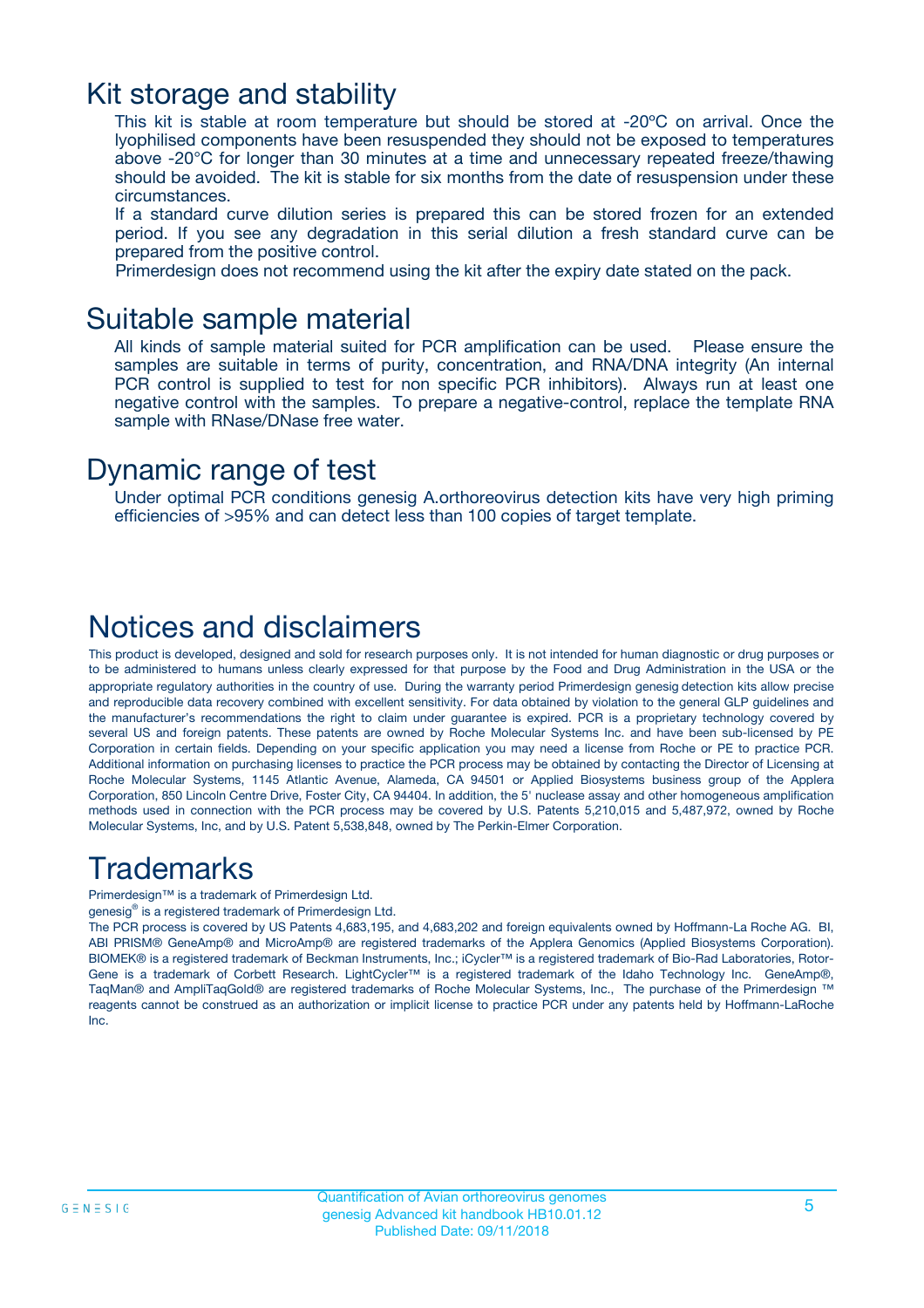## Kit storage and stability

This kit is stable at room temperature but should be stored at -20ºC on arrival. Once the lyophilised components have been resuspended they should not be exposed to temperatures above -20°C for longer than 30 minutes at a time and unnecessary repeated freeze/thawing should be avoided. The kit is stable for six months from the date of resuspension under these circumstances.

If a standard curve dilution series is prepared this can be stored frozen for an extended period. If you see any degradation in this serial dilution a fresh standard curve can be prepared from the positive control.

Primerdesign does not recommend using the kit after the expiry date stated on the pack.

## Suitable sample material

All kinds of sample material suited for PCR amplification can be used. Please ensure the samples are suitable in terms of purity, concentration, and RNA/DNA integrity (An internal PCR control is supplied to test for non specific PCR inhibitors). Always run at least one negative control with the samples. To prepare a negative-control, replace the template RNA sample with RNase/DNase free water.

## Dynamic range of test

Under optimal PCR conditions genesig A.orthoreovirus detection kits have very high priming efficiencies of >95% and can detect less than 100 copies of target template.

# Notices and disclaimers

This product is developed, designed and sold for research purposes only. It is not intended for human diagnostic or drug purposes or to be administered to humans unless clearly expressed for that purpose by the Food and Drug Administration in the USA or the appropriate regulatory authorities in the country of use. During the warranty period Primerdesign genesig detection kits allow precise and reproducible data recovery combined with excellent sensitivity. For data obtained by violation to the general GLP guidelines and the manufacturer's recommendations the right to claim under guarantee is expired. PCR is a proprietary technology covered by several US and foreign patents. These patents are owned by Roche Molecular Systems Inc. and have been sub-licensed by PE Corporation in certain fields. Depending on your specific application you may need a license from Roche or PE to practice PCR. Additional information on purchasing licenses to practice the PCR process may be obtained by contacting the Director of Licensing at Roche Molecular Systems, 1145 Atlantic Avenue, Alameda, CA 94501 or Applied Biosystems business group of the Applera Corporation, 850 Lincoln Centre Drive, Foster City, CA 94404. In addition, the 5' nuclease assay and other homogeneous amplification methods used in connection with the PCR process may be covered by U.S. Patents 5,210,015 and 5,487,972, owned by Roche Molecular Systems, Inc, and by U.S. Patent 5,538,848, owned by The Perkin-Elmer Corporation.

# Trademarks

Primerdesign™ is a trademark of Primerdesign Ltd.

genesig® is a registered trademark of Primerdesign Ltd.

The PCR process is covered by US Patents 4,683,195, and 4,683,202 and foreign equivalents owned by Hoffmann-La Roche AG. BI, ABI PRISM® GeneAmp® and MicroAmp® are registered trademarks of the Applera Genomics (Applied Biosystems Corporation). BIOMEK® is a registered trademark of Beckman Instruments, Inc.; iCycler™ is a registered trademark of Bio-Rad Laboratories, Rotor-Gene is a trademark of Corbett Research. LightCycler™ is a registered trademark of the Idaho Technology Inc. GeneAmp®, TaqMan® and AmpliTaqGold® are registered trademarks of Roche Molecular Systems, Inc., The purchase of the Primerdesign ™ reagents cannot be construed as an authorization or implicit license to practice PCR under any patents held by Hoffmann-LaRoche Inc.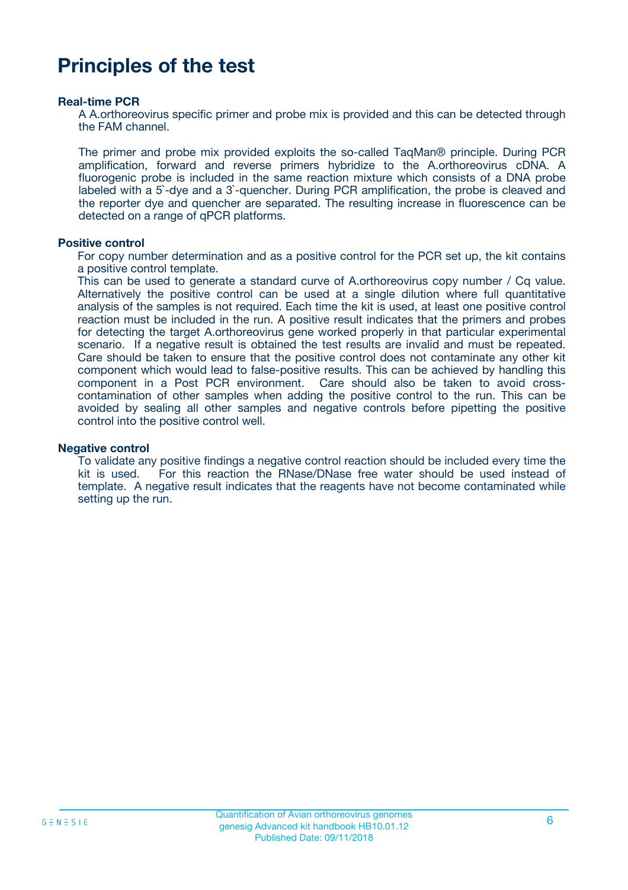# Principles of the test

### Real-time PCR

A A.orthoreovirus specific primer and probe mix is provided and this can be detected through the FAM channel.

The primer and probe mix provided exploits the so-called TaqMan® principle. During PCR amplification, forward and reverse primers hybridize to the A.orthoreovirus cDNA. A fluorogenic probe is included in the same reaction mixture which consists of a DNA probe labeled with a 5`-dye and a 3`-quencher. During PCR amplification, the probe is cleaved and the reporter dye and quencher are separated. The resulting increase in fluorescence can be detected on a range of qPCR platforms.

### Positive control

For copy number determination and as a positive control for the PCR set up, the kit contains a positive control template.
This can be used to generate a standard curve of A.orthoreovirus copy number / Cq value. Alternatively the positive control can be used at a single dilution where full quantitative analysis of the samples is not required. Each time the kit is used, at least one positive control reaction must be included in the run. A positive result indicates that the primers and probes for detecting the target A.orthoreovirus gene worked properly in that particular experimental scenario. If a negative result is obtained the test results are invalid and must be repeated. Care should be taken to ensure that the positive control does not contaminate any other kit component which would lead to false-positive results. This can be achieved by handling this component in a Post PCR environment. Care should also be taken to avoid cross-contamination of other samples when adding the positive control to the run. This can be avoided by sealing all other samples and negative controls before pipetting the positive control into the positive control well.

### Negative control

To validate any positive findings a negative control reaction should be included every time the kit is used. For this reaction the RNase/DNase free water should be used instead of template. A negative result indicates that the reagents have not become contaminated while setting up the run.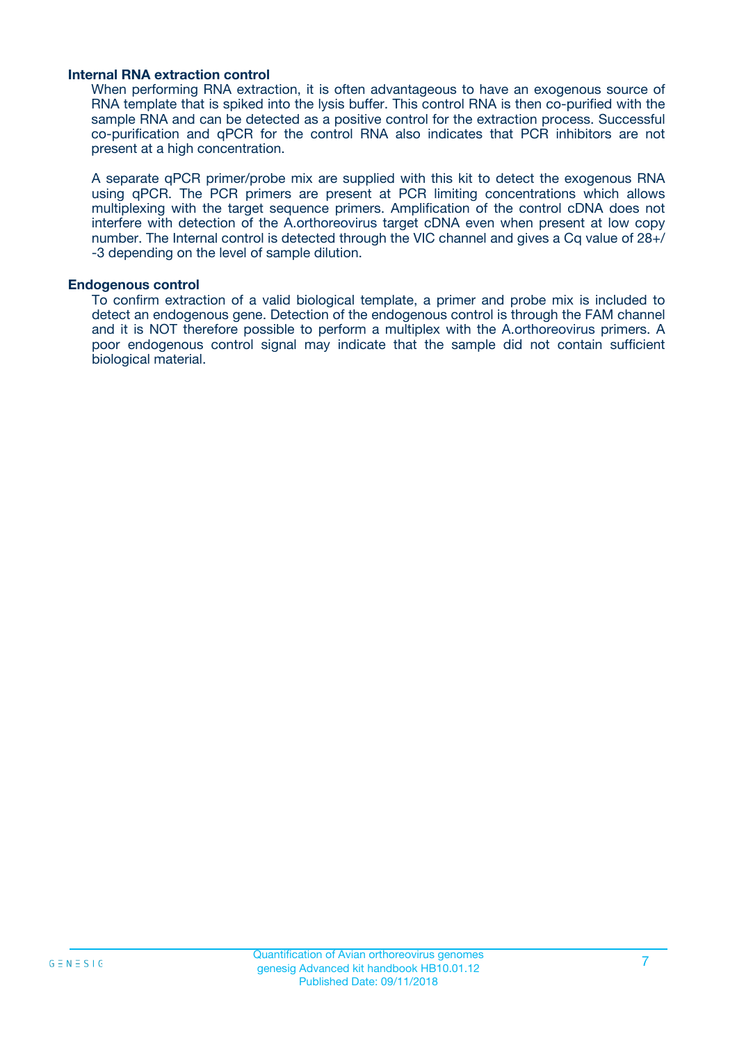### Internal RNA extraction control

When performing RNA extraction, it is often advantageous to have an exogenous source of RNA template that is spiked into the lysis buffer. This control RNA is then co-purified with the sample RNA and can be detected as a positive control for the extraction process. Successful co-purification and qPCR for the control RNA also indicates that PCR inhibitors are not present at a high concentration.

A separate qPCR primer/probe mix are supplied with this kit to detect the exogenous RNA using qPCR. The PCR primers are present at PCR limiting concentrations which allows multiplexing with the target sequence primers. Amplification of the control cDNA does not interfere with detection of the A.orthoreovirus target cDNA even when present at low copy number. The Internal control is detected through the VIC channel and gives a Cq value of 28+/-3 depending on the level of sample dilution.

### Endogenous control

To confirm extraction of a valid biological template, a primer and probe mix is included to detect an endogenous gene. Detection of the endogenous control is through the FAM channel and it is NOT therefore possible to perform a multiplex with the A.orthoreovirus primers. A poor endogenous control signal may indicate that the sample did not contain sufficient biological material.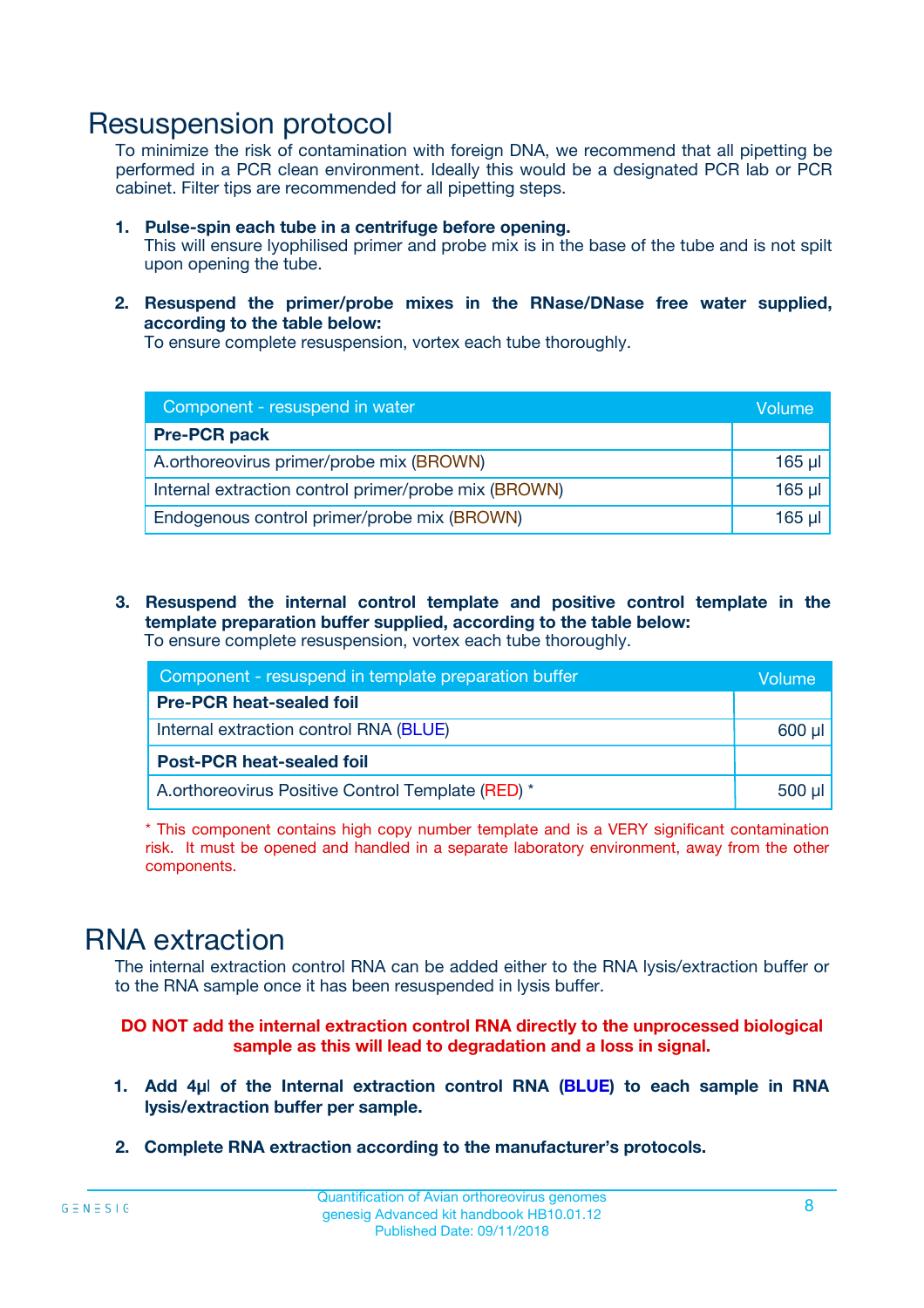# Resuspension protocol

To minimize the risk of contamination with foreign DNA, we recommend that all pipetting be performed in a PCR clean environment. Ideally this would be a designated PCR lab or PCR cabinet. Filter tips are recommended for all pipetting steps.

1. **Pulse-spin each tube in a centrifuge before opening.**
   This will ensure lyophilised primer and probe mix is in the base of the tube and is not spilt upon opening the tube.

2. **Resuspend the primer/probe mixes in the RNase/DNase free water supplied, according to the table below:**
   To ensure complete resuspension, vortex each tube thoroughly.

| Component - resuspend in water | Volume |
|---|---|
| **Pre-PCR pack** | |
| A.orthoreovirus primer/probe mix (BROWN) | 165 µl |
| Internal extraction control primer/probe mix (BROWN) | 165 µl |
| Endogenous control primer/probe mix (BROWN) | 165 µl |

3. **Resuspend the internal control template and positive control template in the template preparation buffer supplied, according to the table below:**
   To ensure complete resuspension, vortex each tube thoroughly.

| Component - resuspend in template preparation buffer | Volume |
|---|---|
| **Pre-PCR heat-sealed foil** | |
| Internal extraction control RNA (BLUE) | 600 µl |
| **Post-PCR heat-sealed foil** | |
| A.orthoreovirus Positive Control Template (RED) * | 500 µl |

* This component contains high copy number template and is a VERY significant contamination risk. It must be opened and handled in a separate laboratory environment, away from the other components.

# RNA extraction

The internal extraction control RNA can be added either to the RNA lysis/extraction buffer or to the RNA sample once it has been resuspended in lysis buffer.

**DO NOT add the internal extraction control RNA directly to the unprocessed biological sample as this will lead to degradation and a loss in signal.**

1. **Add 4µl of the Internal extraction control RNA (BLUE) to each sample in RNA lysis/extraction buffer per sample.**

2. **Complete RNA extraction according to the manufacturer's protocols.**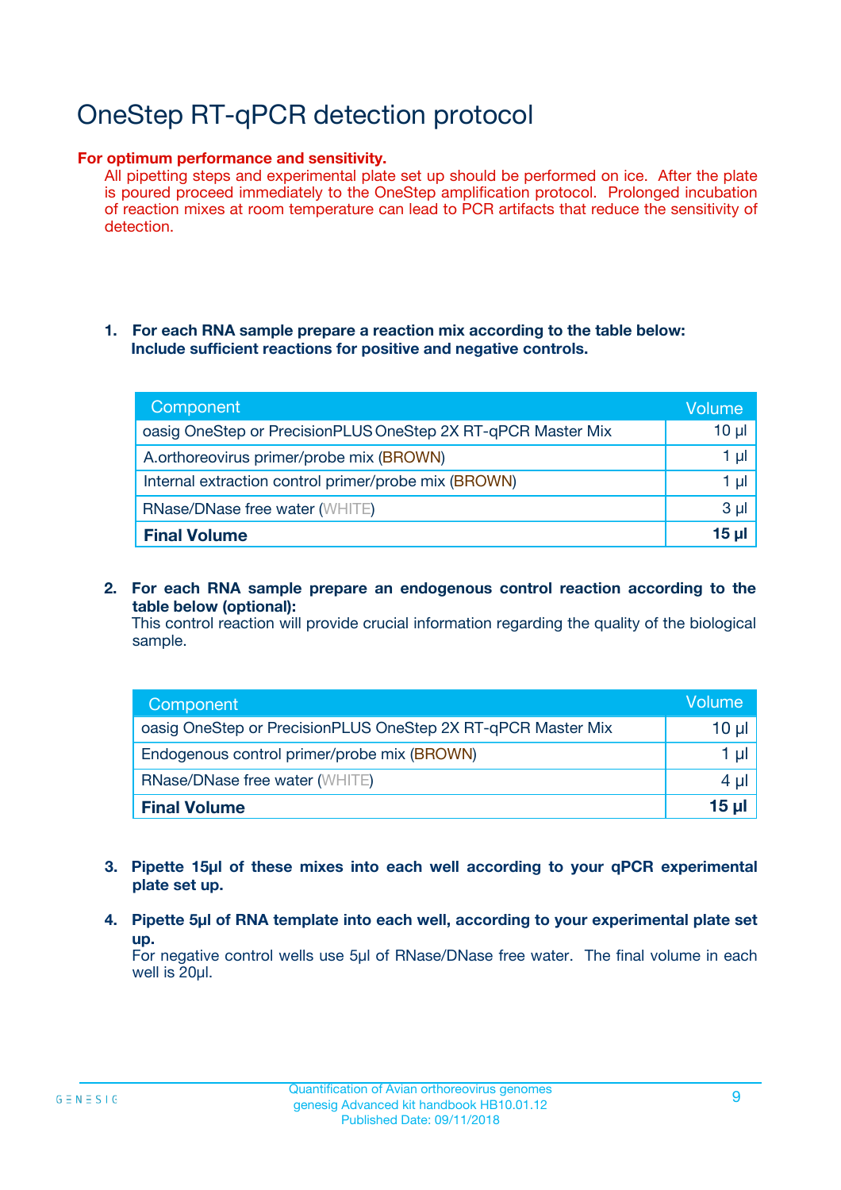# OneStep RT-qPCR detection protocol

**For optimum performance and sensitivity.**

All pipetting steps and experimental plate set up should be performed on ice. After the plate is poured proceed immediately to the OneStep amplification protocol. Prolonged incubation of reaction mixes at room temperature can lead to PCR artifacts that reduce the sensitivity of detection.

1. **For each RNA sample prepare a reaction mix according to the table below: Include sufficient reactions for positive and negative controls.**

| Component | Volume |
|---|---|
| oasig OneStep or PrecisionPLUS OneStep 2X RT-qPCR Master Mix | 10 µl |
| A.orthoreovirus primer/probe mix (BROWN) | 1 µl |
| Internal extraction control primer/probe mix (BROWN) | 1 µl |
| RNase/DNase free water (WHITE) | 3 µl |
| **Final Volume** | **15 µl** |

2. **For each RNA sample prepare an endogenous control reaction according to the table below (optional):**
   This control reaction will provide crucial information regarding the quality of the biological sample.

| Component | Volume |
|---|---|
| oasig OneStep or PrecisionPLUS OneStep 2X RT-qPCR Master Mix | 10 µl |
| Endogenous control primer/probe mix (BROWN) | 1 µl |
| RNase/DNase free water (WHITE) | 4 µl |
| **Final Volume** | **15 µl** |

3. **Pipette 15µl of these mixes into each well according to your qPCR experimental plate set up.**

4. **Pipette 5µl of RNA template into each well, according to your experimental plate set up.**
   For negative control wells use 5µl of RNase/DNase free water. The final volume in each well is 20µl.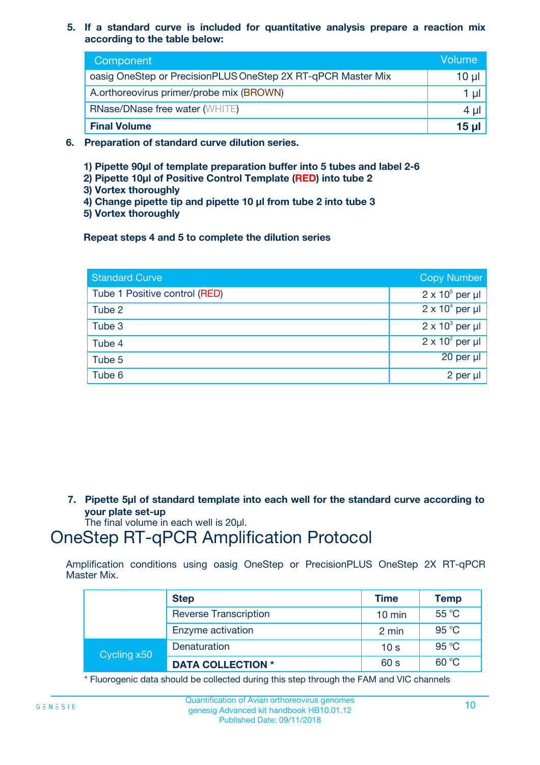5. **If a standard curve is included for quantitative analysis prepare a reaction mix according to the table below:**

| Component | Volume |
|---|---|
| oasig OneStep or PrecisionPLUS OneStep 2X RT-qPCR Master Mix | 10 µl |
| A.orthoreovirus primer/probe mix (BROWN) | 1 µl |
| RNase/DNase free water (WHITE) | 4 µl |
| **Final Volume** | **15 µl** |

6. **Preparation of standard curve dilution series.**

**1) Pipette 90µl of template preparation buffer into 5 tubes and label 2-6**
**2) Pipette 10µl of Positive Control Template (RED) into tube 2**
**3) Vortex thoroughly**
**4) Change pipette tip and pipette 10 µl from tube 2 into tube 3**
**5) Vortex thoroughly**

**Repeat steps 4 and 5 to complete the dilution series**

| Standard Curve | Copy Number |
|---|---|
| Tube 1 Positive control (RED) | $2 \times 10^5$ per µl |
| Tube 2 | $2 \times 10^4$ per µl |
| Tube 3 | $2 \times 10^3$ per µl |
| Tube 4 | $2 \times 10^2$ per µl |
| Tube 5 | 20 per µl |
| Tube 6 | 2 per µl |

7. **Pipette 5µl of standard template into each well for the standard curve according to your plate set-up**
The final volume in each well is 20µl.

# OneStep RT-qPCR Amplification Protocol

Amplification conditions using oasig OneStep or PrecisionPLUS OneStep 2X RT-qPCR Master Mix.

| | Step | Time | Temp |
|---|---|---|---|
| | Reverse Transcription | 10 min | 55 °C |
| | Enzyme activation | 2 min | 95 °C |
| Cycling x50 | Denaturation | 10 s | 95 °C |
| | **DATA COLLECTION *** | 60 s | 60 °C |

* Fluorogenic data should be collected during this step through the FAM and VIC channels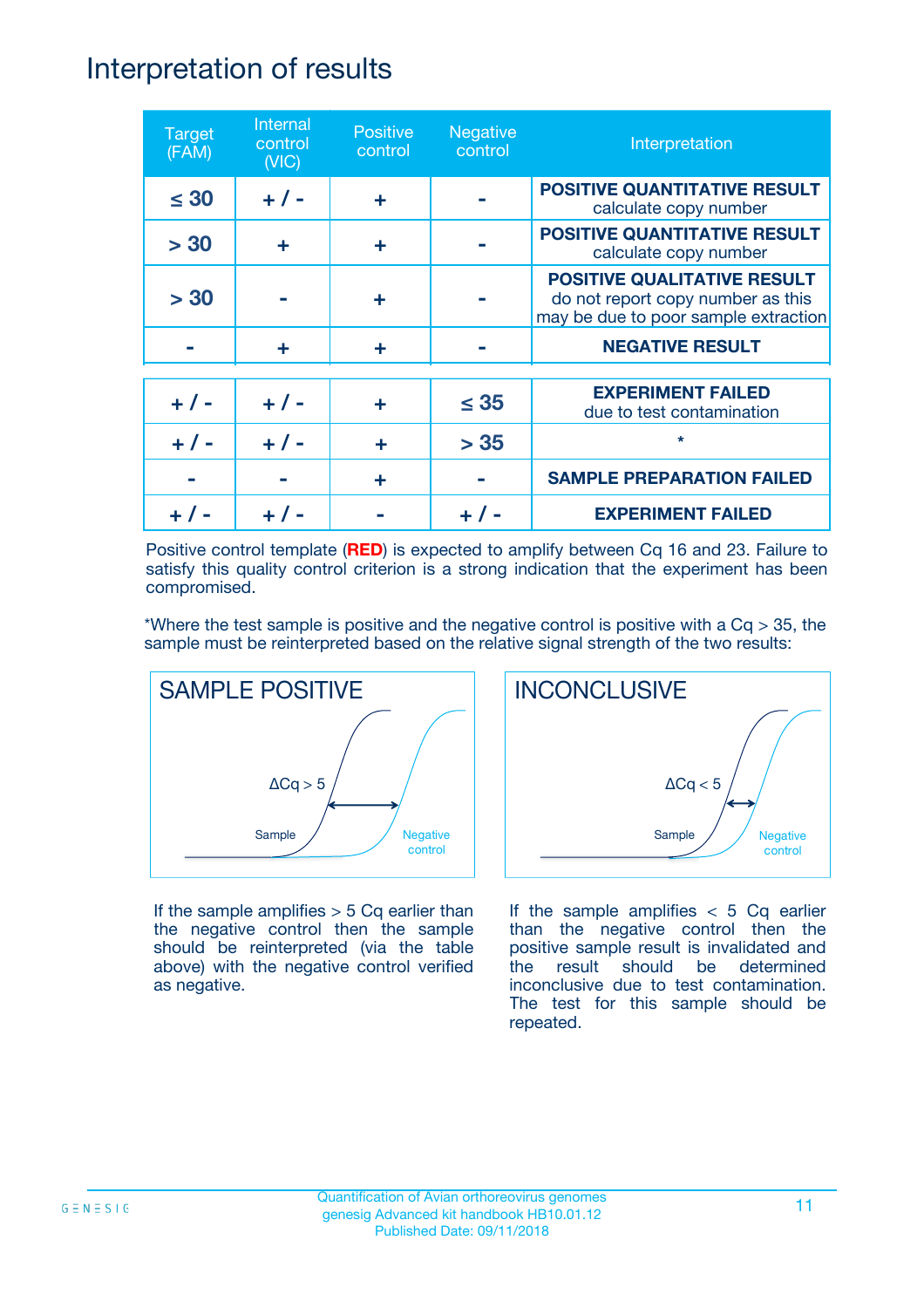# Interpretation of results

| Target (FAM) | Internal control (VIC) | Positive control | Negative control | Interpretation |
|---|---|---|---|---|
| ≤ 30 | + / - | + | - | **POSITIVE QUANTITATIVE RESULT** calculate copy number |
| > 30 | + | + | - | **POSITIVE QUANTITATIVE RESULT** calculate copy number |
| > 30 | - | + | - | **POSITIVE QUALITATIVE RESULT** do not report copy number as this may be due to poor sample extraction |
| - | + | + | - | **NEGATIVE RESULT** |
| + / - | + / - | + | ≤ 35 | **EXPERIMENT FAILED** due to test contamination |
| + / - | + / - | + | > 35 | * |
| - | - | + | - | **SAMPLE PREPARATION FAILED** |
| + / - | + / - | - | + / - | **EXPERIMENT FAILED** |

Positive control template (**RED**) is expected to amplify between Cq 16 and 23. Failure to satisfy this quality control criterion is a strong indication that the experiment has been compromised.

*Where the test sample is positive and the negative control is positive with a Cq > 35, the sample must be reinterpreted based on the relative signal strength of the two results:

**SAMPLE POSITIVE**

ΔCq > 5

Sample — Negative control

If the sample amplifies > 5 Cq earlier than the negative control then the sample should be reinterpreted (via the table above) with the negative control verified as negative.

**INCONCLUSIVE**

ΔCq < 5

Sample — Negative control

If the sample amplifies < 5 Cq earlier than the negative control then the positive sample result is invalidated and the result should be determined inconclusive due to test contamination. The test for this sample should be repeated.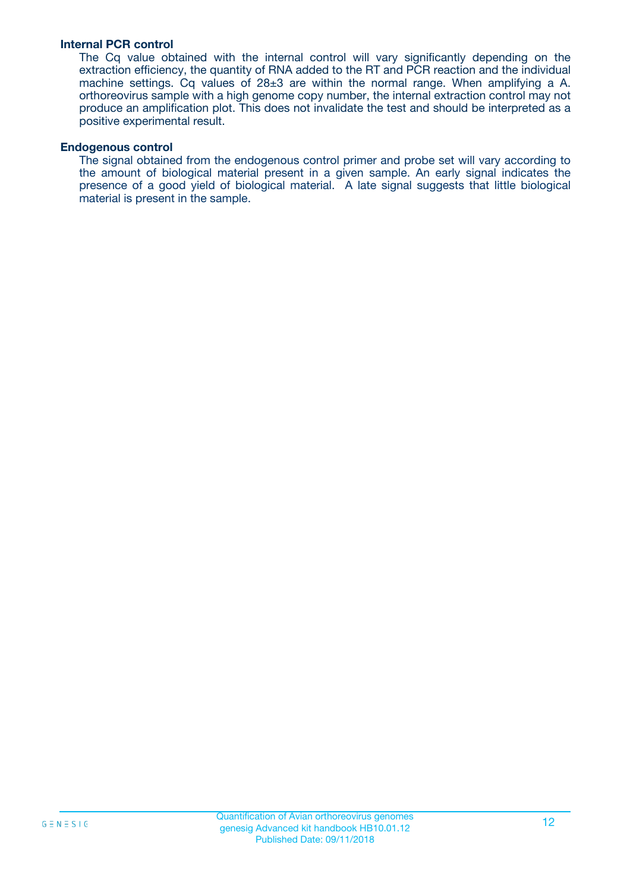### Internal PCR control

The Cq value obtained with the internal control will vary significantly depending on the extraction efficiency, the quantity of RNA added to the RT and PCR reaction and the individual machine settings. Cq values of 28±3 are within the normal range. When amplifying a A. orthoreovirus sample with a high genome copy number, the internal extraction control may not produce an amplification plot. This does not invalidate the test and should be interpreted as a positive experimental result.

### Endogenous control

The signal obtained from the endogenous control primer and probe set will vary according to the amount of biological material present in a given sample. An early signal indicates the presence of a good yield of biological material. A late signal suggests that little biological material is present in the sample.